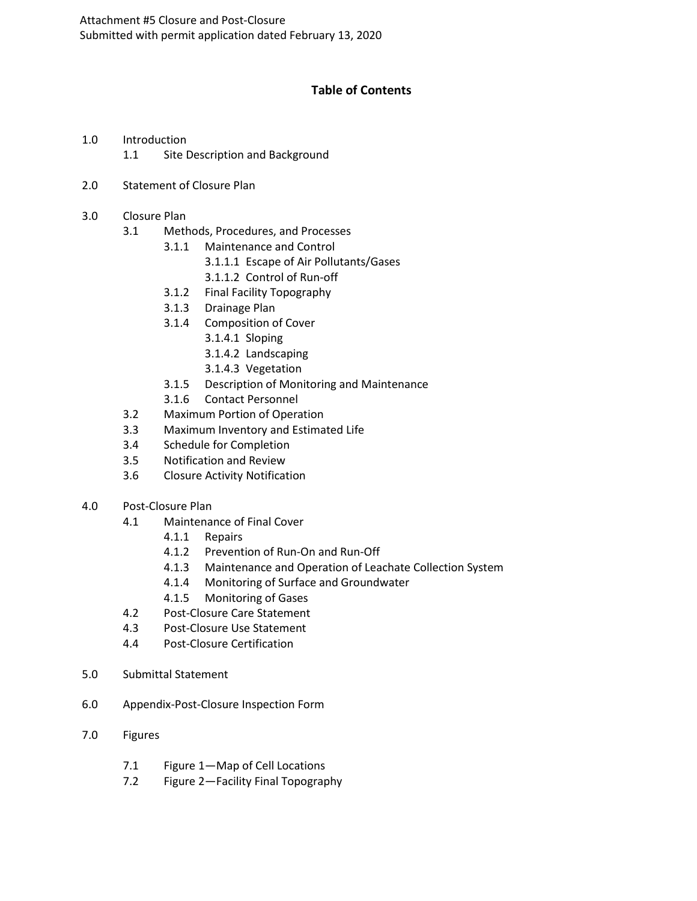Attachment #5 Closure and Post-Closure
Submitted with permit application dated February 13, 2020

# Table of Contents

1.0 Introduction
- 1.1 Site Description and Background

2.0 Statement of Closure Plan

3.0 Closure Plan
- 3.1 Methods, Procedures, and Processes
  - 3.1.1 Maintenance and Control
    - 3.1.1.1 Escape of Air Pollutants/Gases
    - 3.1.1.2 Control of Run-off
  - 3.1.2 Final Facility Topography
  - 3.1.3 Drainage Plan
  - 3.1.4 Composition of Cover
    - 3.1.4.1 Sloping
    - 3.1.4.2 Landscaping
    - 3.1.4.3 Vegetation
  - 3.1.5 Description of Monitoring and Maintenance
  - 3.1.6 Contact Personnel
- 3.2 Maximum Portion of Operation
- 3.3 Maximum Inventory and Estimated Life
- 3.4 Schedule for Completion
- 3.5 Notification and Review
- 3.6 Closure Activity Notification

4.0 Post-Closure Plan
- 4.1 Maintenance of Final Cover
  - 4.1.1 Repairs
  - 4.1.2 Prevention of Run-On and Run-Off
  - 4.1.3 Maintenance and Operation of Leachate Collection System
  - 4.1.4 Monitoring of Surface and Groundwater
  - 4.1.5 Monitoring of Gases
- 4.2 Post-Closure Care Statement
- 4.3 Post-Closure Use Statement
- 4.4 Post-Closure Certification

5.0 Submittal Statement

6.0 Appendix-Post-Closure Inspection Form

7.0 Figures
- 7.1 Figure 1—Map of Cell Locations
- 7.2 Figure 2—Facility Final Topography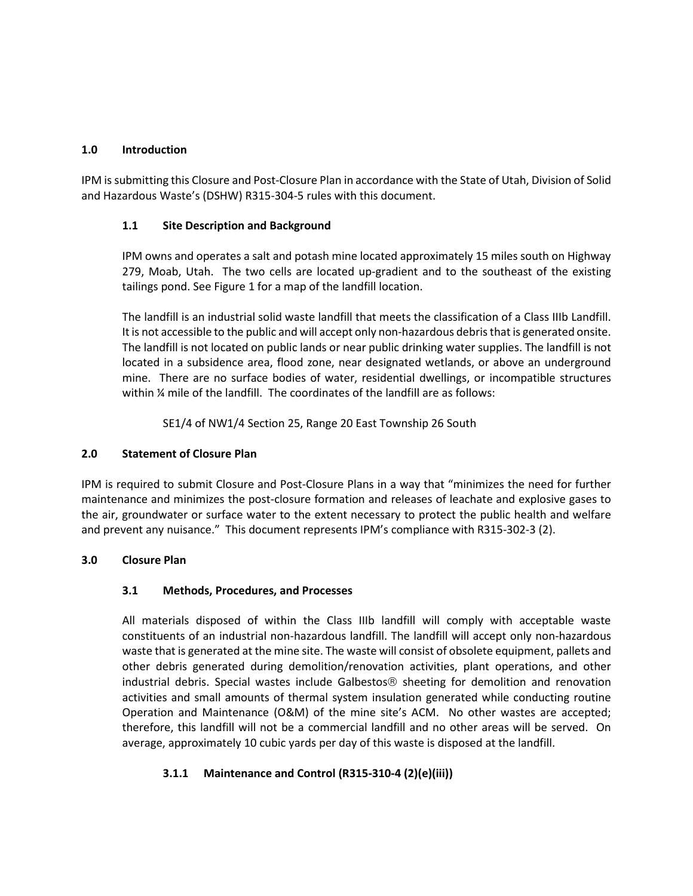## 1.0 Introduction

IPM is submitting this Closure and Post-Closure Plan in accordance with the State of Utah, Division of Solid and Hazardous Waste's (DSHW) R315-304-5 rules with this document.

### 1.1 Site Description and Background

IPM owns and operates a salt and potash mine located approximately 15 miles south on Highway 279, Moab, Utah. The two cells are located up-gradient and to the southeast of the existing tailings pond. See Figure 1 for a map of the landfill location.

The landfill is an industrial solid waste landfill that meets the classification of a Class IIIb Landfill. It is not accessible to the public and will accept only non-hazardous debris that is generated onsite. The landfill is not located on public lands or near public drinking water supplies. The landfill is not located in a subsidence area, flood zone, near designated wetlands, or above an underground mine. There are no surface bodies of water, residential dwellings, or incompatible structures within ¼ mile of the landfill. The coordinates of the landfill are as follows:

SE1/4 of NW1/4 Section 25, Range 20 East Township 26 South

## 2.0 Statement of Closure Plan

IPM is required to submit Closure and Post-Closure Plans in a way that "minimizes the need for further maintenance and minimizes the post-closure formation and releases of leachate and explosive gases to the air, groundwater or surface water to the extent necessary to protect the public health and welfare and prevent any nuisance." This document represents IPM's compliance with R315-302-3 (2).

## 3.0 Closure Plan

### 3.1 Methods, Procedures, and Processes

All materials disposed of within the Class IIIb landfill will comply with acceptable waste constituents of an industrial non-hazardous landfill. The landfill will accept only non-hazardous waste that is generated at the mine site. The waste will consist of obsolete equipment, pallets and other debris generated during demolition/renovation activities, plant operations, and other industrial debris. Special wastes include Galbestos® sheeting for demolition and renovation activities and small amounts of thermal system insulation generated while conducting routine Operation and Maintenance (O&M) of the mine site's ACM. No other wastes are accepted; therefore, this landfill will not be a commercial landfill and no other areas will be served. On average, approximately 10 cubic yards per day of this waste is disposed at the landfill.

#### 3.1.1 Maintenance and Control (R315-310-4 (2)(e)(iii))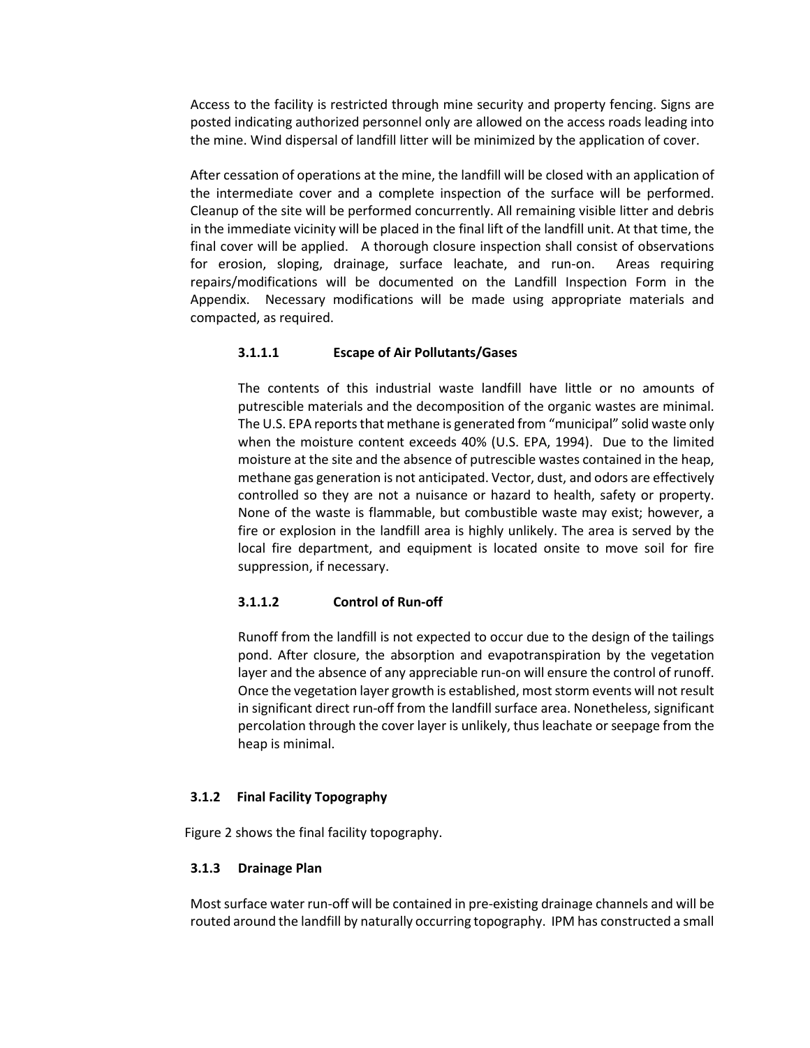Access to the facility is restricted through mine security and property fencing. Signs are posted indicating authorized personnel only are allowed on the access roads leading into the mine. Wind dispersal of landfill litter will be minimized by the application of cover.

After cessation of operations at the mine, the landfill will be closed with an application of the intermediate cover and a complete inspection of the surface will be performed. Cleanup of the site will be performed concurrently. All remaining visible litter and debris in the immediate vicinity will be placed in the final lift of the landfill unit. At that time, the final cover will be applied. A thorough closure inspection shall consist of observations for erosion, sloping, drainage, surface leachate, and run-on. Areas requiring repairs/modifications will be documented on the Landfill Inspection Form in the Appendix. Necessary modifications will be made using appropriate materials and compacted, as required.

#### 3.1.1.1 Escape of Air Pollutants/Gases

The contents of this industrial waste landfill have little or no amounts of putrescible materials and the decomposition of the organic wastes are minimal. The U.S. EPA reports that methane is generated from "municipal" solid waste only when the moisture content exceeds 40% (U.S. EPA, 1994). Due to the limited moisture at the site and the absence of putrescible wastes contained in the heap, methane gas generation is not anticipated. Vector, dust, and odors are effectively controlled so they are not a nuisance or hazard to health, safety or property. None of the waste is flammable, but combustible waste may exist; however, a fire or explosion in the landfill area is highly unlikely. The area is served by the local fire department, and equipment is located onsite to move soil for fire suppression, if necessary.

#### 3.1.1.2 Control of Run-off

Runoff from the landfill is not expected to occur due to the design of the tailings pond. After closure, the absorption and evapotranspiration by the vegetation layer and the absence of any appreciable run-on will ensure the control of runoff. Once the vegetation layer growth is established, most storm events will not result in significant direct run-off from the landfill surface area. Nonetheless, significant percolation through the cover layer is unlikely, thus leachate or seepage from the heap is minimal.

### 3.1.2 Final Facility Topography

Figure 2 shows the final facility topography.

### 3.1.3 Drainage Plan

Most surface water run-off will be contained in pre-existing drainage channels and will be routed around the landfill by naturally occurring topography. IPM has constructed a small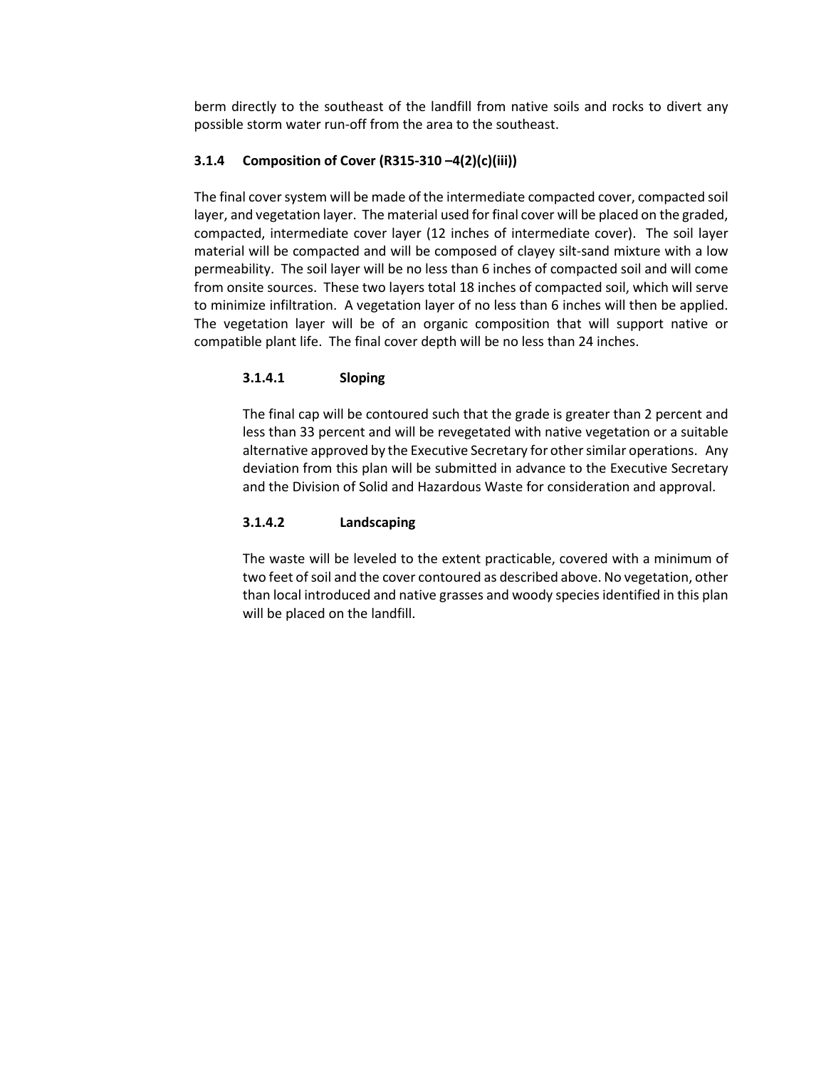berm directly to the southeast of the landfill from native soils and rocks to divert any possible storm water run-off from the area to the southeast.

### 3.1.4 Composition of Cover (R315-310 –4(2)(c)(iii))

The final cover system will be made of the intermediate compacted cover, compacted soil layer, and vegetation layer. The material used for final cover will be placed on the graded, compacted, intermediate cover layer (12 inches of intermediate cover). The soil layer material will be compacted and will be composed of clayey silt-sand mixture with a low permeability. The soil layer will be no less than 6 inches of compacted soil and will come from onsite sources. These two layers total 18 inches of compacted soil, which will serve to minimize infiltration. A vegetation layer of no less than 6 inches will then be applied. The vegetation layer will be of an organic composition that will support native or compatible plant life. The final cover depth will be no less than 24 inches.

#### 3.1.4.1 Sloping

The final cap will be contoured such that the grade is greater than 2 percent and less than 33 percent and will be revegetated with native vegetation or a suitable alternative approved by the Executive Secretary for other similar operations. Any deviation from this plan will be submitted in advance to the Executive Secretary and the Division of Solid and Hazardous Waste for consideration and approval.

#### 3.1.4.2 Landscaping

The waste will be leveled to the extent practicable, covered with a minimum of two feet of soil and the cover contoured as described above. No vegetation, other than local introduced and native grasses and woody species identified in this plan will be placed on the landfill.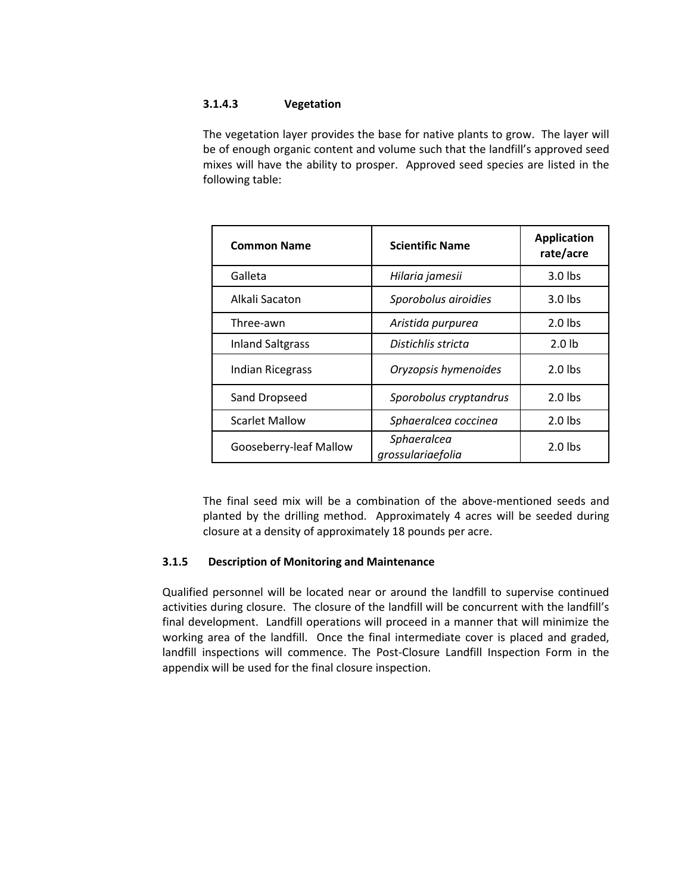#### 3.1.4.3 Vegetation

The vegetation layer provides the base for native plants to grow. The layer will be of enough organic content and volume such that the landfill's approved seed mixes will have the ability to prosper. Approved seed species are listed in the following table:

| Common Name | Scientific Name | Application rate/acre |
|---|---|---|
| Galleta | *Hilaria jamesii* | 3.0 lbs |
| Alkali Sacaton | *Sporobolus airoidies* | 3.0 lbs |
| Three-awn | *Aristida purpurea* | 2.0 lbs |
| Inland Saltgrass | *Distichlis stricta* | 2.0 lb |
| Indian Ricegrass | *Oryzopsis hymenoides* | 2.0 lbs |
| Sand Dropseed | *Sporobolus cryptandrus* | 2.0 lbs |
| Scarlet Mallow | *Sphaeralcea coccinea* | 2.0 lbs |
| Gooseberry-leaf Mallow | *Sphaeralcea grossulariaefolia* | 2.0 lbs |

The final seed mix will be a combination of the above-mentioned seeds and planted by the drilling method. Approximately 4 acres will be seeded during closure at a density of approximately 18 pounds per acre.

### 3.1.5 Description of Monitoring and Maintenance

Qualified personnel will be located near or around the landfill to supervise continued activities during closure. The closure of the landfill will be concurrent with the landfill's final development. Landfill operations will proceed in a manner that will minimize the working area of the landfill. Once the final intermediate cover is placed and graded, landfill inspections will commence. The Post-Closure Landfill Inspection Form in the appendix will be used for the final closure inspection.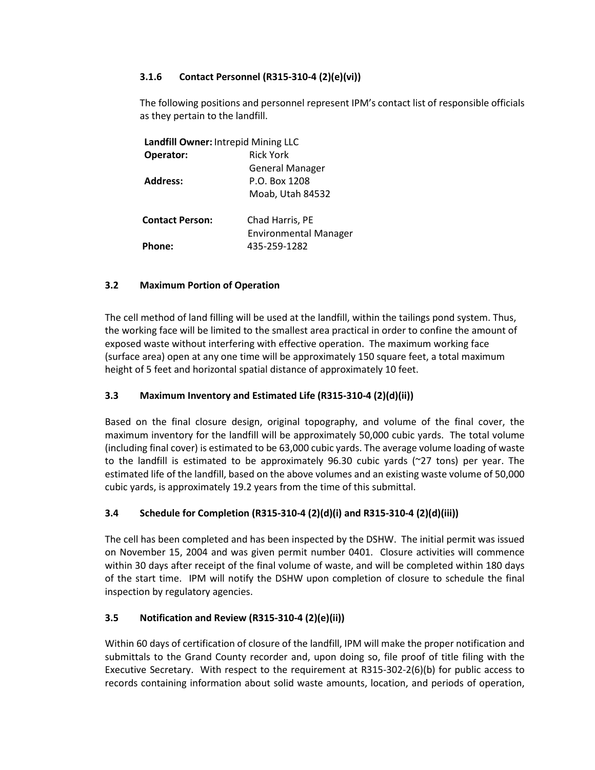#### 3.1.6 Contact Personnel (R315-310-4 (2)(e)(vi))

The following positions and personnel represent IPM's contact list of responsible officials as they pertain to the landfill.

**Landfill Owner:** Intrepid Mining LLC
**Operator:** Rick York
General Manager
**Address:** P.O. Box 1208
Moab, Utah 84532

**Contact Person:** Chad Harris, PE
Environmental Manager
**Phone:** 435-259-1282

### 3.2 Maximum Portion of Operation

The cell method of land filling will be used at the landfill, within the tailings pond system. Thus, the working face will be limited to the smallest area practical in order to confine the amount of exposed waste without interfering with effective operation. The maximum working face (surface area) open at any one time will be approximately 150 square feet, a total maximum height of 5 feet and horizontal spatial distance of approximately 10 feet.

### 3.3 Maximum Inventory and Estimated Life (R315-310-4 (2)(d)(ii))

Based on the final closure design, original topography, and volume of the final cover, the maximum inventory for the landfill will be approximately 50,000 cubic yards. The total volume (including final cover) is estimated to be 63,000 cubic yards. The average volume loading of waste to the landfill is estimated to be approximately 96.30 cubic yards (~27 tons) per year. The estimated life of the landfill, based on the above volumes and an existing waste volume of 50,000 cubic yards, is approximately 19.2 years from the time of this submittal.

### 3.4 Schedule for Completion (R315-310-4 (2)(d)(i) and R315-310-4 (2)(d)(iii))

The cell has been completed and has been inspected by the DSHW. The initial permit was issued on November 15, 2004 and was given permit number 0401. Closure activities will commence within 30 days after receipt of the final volume of waste, and will be completed within 180 days of the start time. IPM will notify the DSHW upon completion of closure to schedule the final inspection by regulatory agencies.

### 3.5 Notification and Review (R315-310-4 (2)(e)(ii))

Within 60 days of certification of closure of the landfill, IPM will make the proper notification and submittals to the Grand County recorder and, upon doing so, file proof of title filing with the Executive Secretary. With respect to the requirement at R315-302-2(6)(b) for public access to records containing information about solid waste amounts, location, and periods of operation,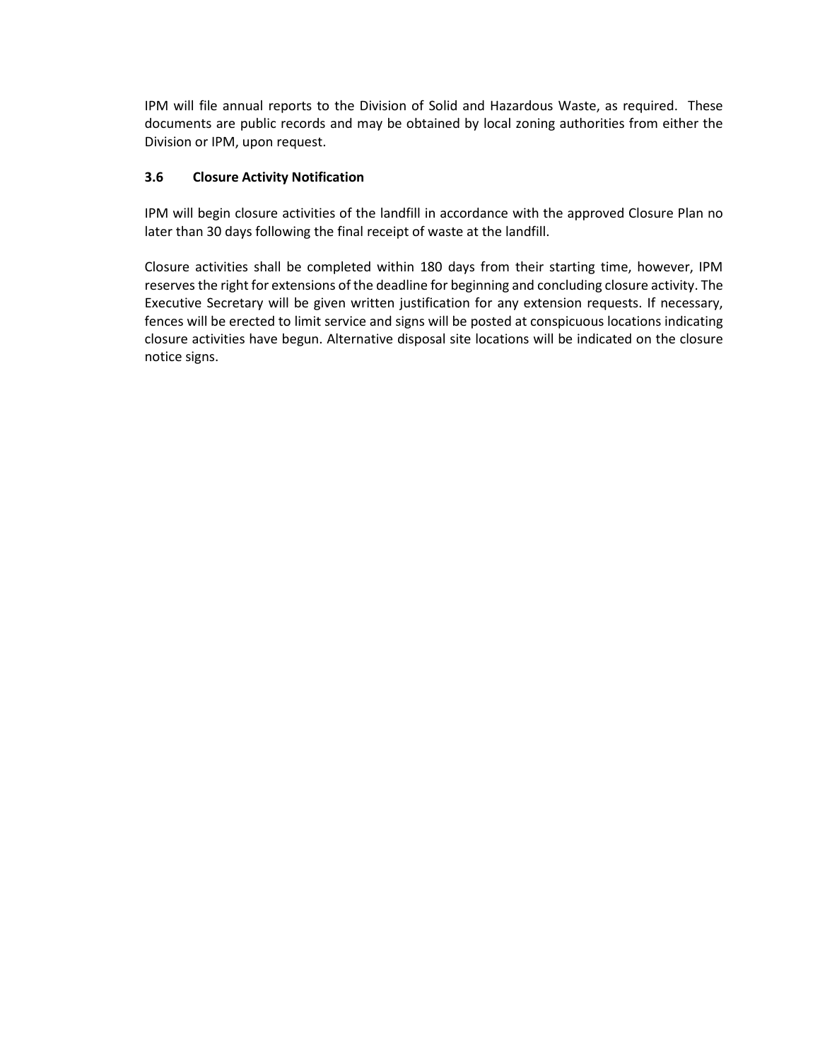IPM will file annual reports to the Division of Solid and Hazardous Waste, as required. These documents are public records and may be obtained by local zoning authorities from either the Division or IPM, upon request.

### 3.6 Closure Activity Notification

IPM will begin closure activities of the landfill in accordance with the approved Closure Plan no later than 30 days following the final receipt of waste at the landfill.

Closure activities shall be completed within 180 days from their starting time, however, IPM reserves the right for extensions of the deadline for beginning and concluding closure activity. The Executive Secretary will be given written justification for any extension requests. If necessary, fences will be erected to limit service and signs will be posted at conspicuous locations indicating closure activities have begun. Alternative disposal site locations will be indicated on the closure notice signs.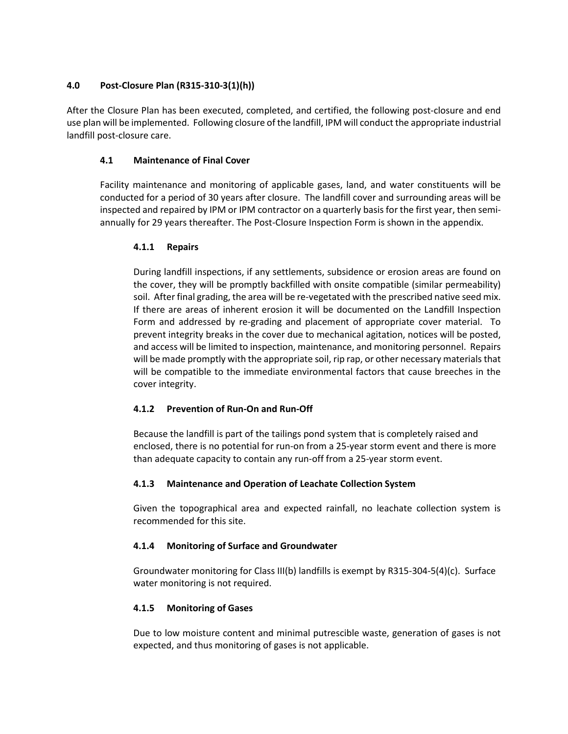## 4.0 Post-Closure Plan (R315-310-3(1)(h))

After the Closure Plan has been executed, completed, and certified, the following post-closure and end use plan will be implemented. Following closure of the landfill, IPM will conduct the appropriate industrial landfill post-closure care.

### 4.1 Maintenance of Final Cover

Facility maintenance and monitoring of applicable gases, land, and water constituents will be conducted for a period of 30 years after closure. The landfill cover and surrounding areas will be inspected and repaired by IPM or IPM contractor on a quarterly basis for the first year, then semi-annually for 29 years thereafter. The Post-Closure Inspection Form is shown in the appendix.

#### 4.1.1 Repairs

During landfill inspections, if any settlements, subsidence or erosion areas are found on the cover, they will be promptly backfilled with onsite compatible (similar permeability) soil. After final grading, the area will be re-vegetated with the prescribed native seed mix. If there are areas of inherent erosion it will be documented on the Landfill Inspection Form and addressed by re-grading and placement of appropriate cover material. To prevent integrity breaks in the cover due to mechanical agitation, notices will be posted, and access will be limited to inspection, maintenance, and monitoring personnel. Repairs will be made promptly with the appropriate soil, rip rap, or other necessary materials that will be compatible to the immediate environmental factors that cause breeches in the cover integrity.

#### 4.1.2 Prevention of Run-On and Run-Off

Because the landfill is part of the tailings pond system that is completely raised and enclosed, there is no potential for run-on from a 25-year storm event and there is more than adequate capacity to contain any run-off from a 25-year storm event.

#### 4.1.3 Maintenance and Operation of Leachate Collection System

Given the topographical area and expected rainfall, no leachate collection system is recommended for this site.

#### 4.1.4 Monitoring of Surface and Groundwater

Groundwater monitoring for Class III(b) landfills is exempt by R315-304-5(4)(c). Surface water monitoring is not required.

#### 4.1.5 Monitoring of Gases

Due to low moisture content and minimal putrescible waste, generation of gases is not expected, and thus monitoring of gases is not applicable.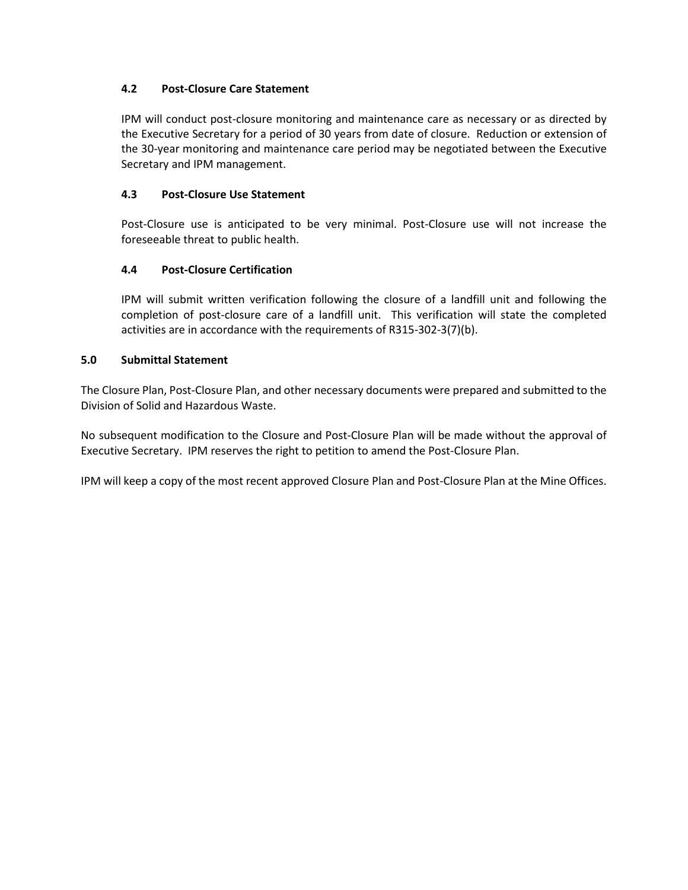### 4.2 Post-Closure Care Statement

IPM will conduct post-closure monitoring and maintenance care as necessary or as directed by the Executive Secretary for a period of 30 years from date of closure. Reduction or extension of the 30-year monitoring and maintenance care period may be negotiated between the Executive Secretary and IPM management.

### 4.3 Post-Closure Use Statement

Post-Closure use is anticipated to be very minimal. Post-Closure use will not increase the foreseeable threat to public health.

### 4.4 Post-Closure Certification

IPM will submit written verification following the closure of a landfill unit and following the completion of post-closure care of a landfill unit. This verification will state the completed activities are in accordance with the requirements of R315-302-3(7)(b).

## 5.0 Submittal Statement

The Closure Plan, Post-Closure Plan, and other necessary documents were prepared and submitted to the Division of Solid and Hazardous Waste.

No subsequent modification to the Closure and Post-Closure Plan will be made without the approval of Executive Secretary. IPM reserves the right to petition to amend the Post-Closure Plan.

IPM will keep a copy of the most recent approved Closure Plan and Post-Closure Plan at the Mine Offices.